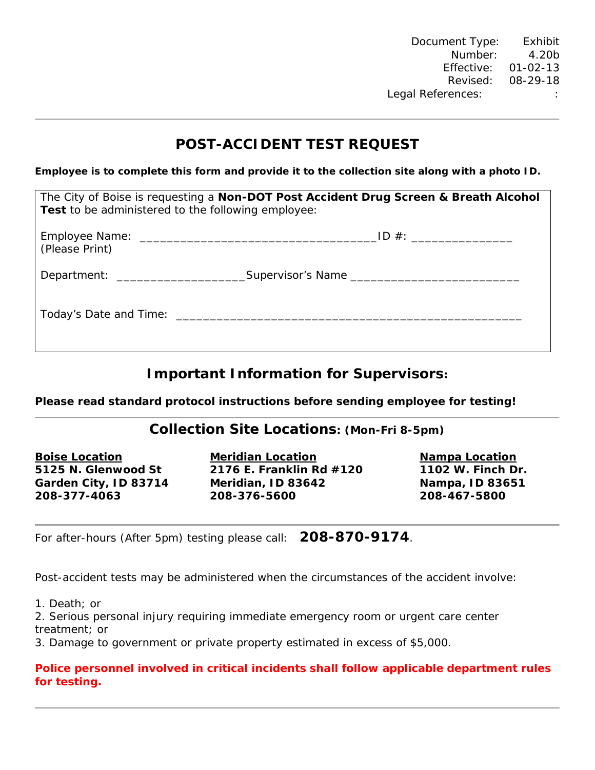Document Type: Exhibit
Number: 4.20b
Effective: 01-02-13
Revised: 08-29-18
Legal References: :

# POST-ACCIDENT TEST REQUEST

**Employee is to complete this form and provide it to the collection site along with a photo ID.**

The City of Boise is requesting a **Non-DOT Post Accident Drug Screen & Breath Alcohol Test** to be administered to the following employee:

Employee Name: ___________________________________ ID #: _______________
(Please Print)

Department: ___________________ Supervisor's Name _________________________

Today's Date and Time: ___________________________________________________

## Important Information for Supervisors:

**Please read standard protocol instructions before sending employee for testing!**

## Collection Site Locations: (Mon-Fri 8-5pm)

**Boise Location**
**5125 N. Glenwood St**
**Garden City, ID 83714**
**208-377-4063**

**Meridian Location**
**2176 E. Franklin Rd #120**
**Meridian, ID 83642**
**208-376-5600**

**Nampa Location**
**1102 W. Finch Dr.**
**Nampa, ID 83651**
**208-467-5800**

For after-hours (After 5pm) testing please call: **208-870-9174**.

Post-accident tests may be administered when the circumstances of the accident involve:

1. Death; or
2. Serious personal injury requiring immediate emergency room or urgent care center treatment; or
3. Damage to government or private property estimated in excess of $5,000.

**Police personnel involved in critical incidents shall follow applicable department rules for testing.**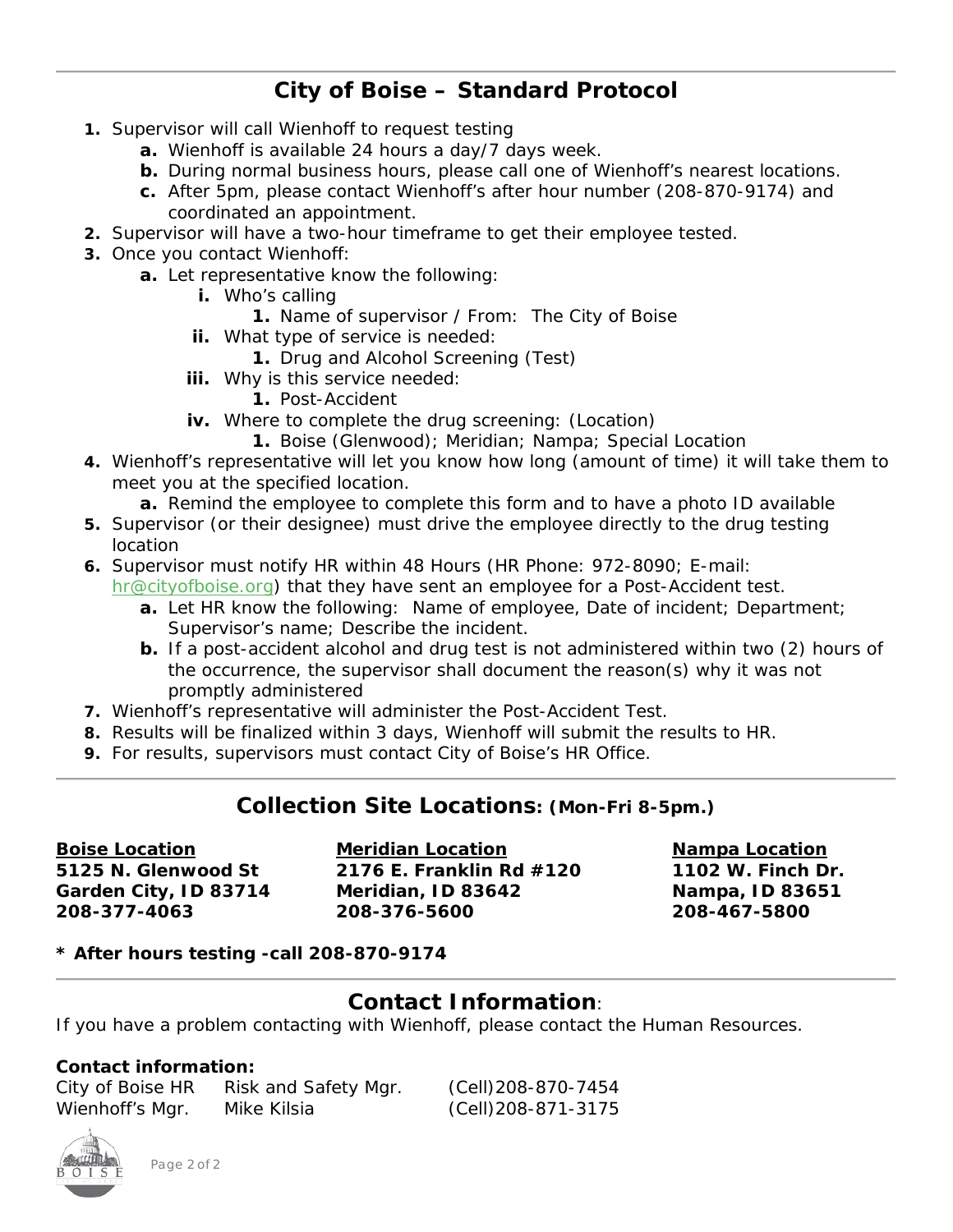## City of Boise – Standard Protocol

1. Supervisor will call Wienhoff to request testing
   a. Wienhoff is available 24 hours a day/7 days week.
   b. During normal business hours, please call one of Wienhoff's nearest locations.
   c. After 5pm, please contact Wienhoff's after hour number (208-870-9174) and coordinated an appointment.
2. Supervisor will have a two-hour timeframe to get their employee tested.
3. Once you contact Wienhoff:
   a. Let representative know the following:
      i. Who's calling
         1. Name of supervisor / From: The City of Boise
      ii. What type of service is needed:
         1. Drug and Alcohol Screening (Test)
      iii. Why is this service needed:
         1. Post-Accident
      iv. Where to complete the drug screening: (Location)
         1. Boise (Glenwood); Meridian; Nampa; Special Location
4. Wienhoff's representative will let you know how long (amount of time) it will take them to meet you at the specified location.
   a. Remind the employee to complete this form and to have a photo ID available
5. Supervisor (or their designee) must drive the employee directly to the drug testing location
6. Supervisor must notify HR within 48 Hours (HR Phone: 972-8090; E-mail: hr@cityofboise.org) that they have sent an employee for a Post-Accident test.
   a. Let HR know the following: Name of employee, Date of incident; Department; Supervisor's name; Describe the incident.
   b. If a post-accident alcohol and drug test is not administered within two (2) hours of the occurrence, the supervisor shall document the reason(s) why it was not promptly administered
7. Wienhoff's representative will administer the Post-Accident Test.
8. Results will be finalized within 3 days, Wienhoff will submit the results to HR.
9. For results, supervisors must contact City of Boise's HR Office.

## Collection Site Locations: (Mon-Fri 8-5pm.)

**Boise Location**
**5125 N. Glenwood St**
**Garden City, ID 83714**
**208-377-4063**

**Meridian Location**
**2176 E. Franklin Rd #120**
**Meridian, ID 83642**
**208-376-5600**

**Nampa Location**
**1102 W. Finch Dr.**
**Nampa, ID 83651**
**208-467-5800**

**\* After hours testing -call 208-870-9174**

## Contact Information:

If you have a problem contacting with Wienhoff, please contact the Human Resources.

**Contact information:**

| | | |
|---|---|---|
| City of Boise HR | Risk and Safety Mgr. | (Cell)208-870-7454 |
| Wienhoff's Mgr. | Mike Kilsia | (Cell)208-871-3175 |